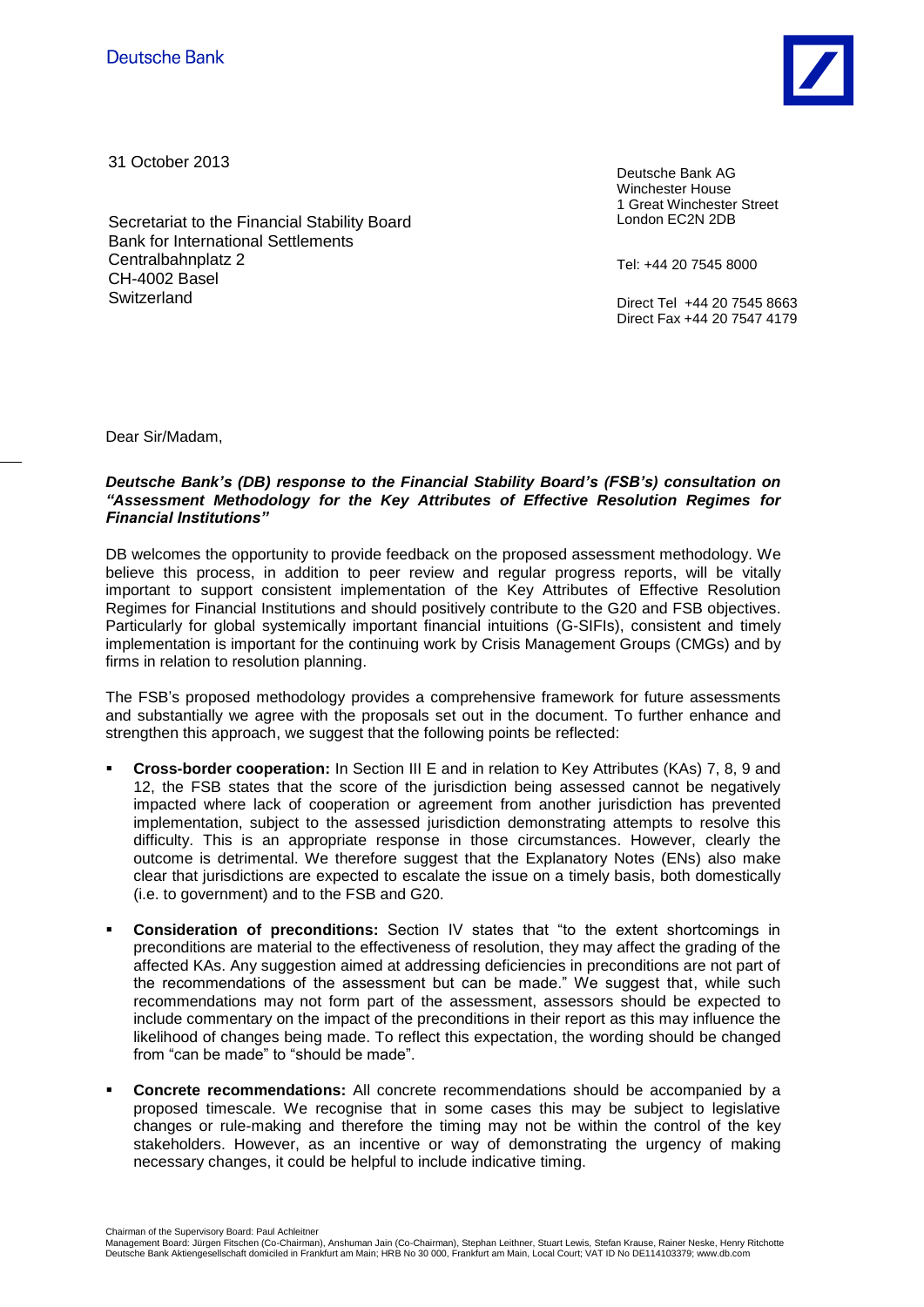Deutsche Bank

31 October 2013

Secretariat to the Financial Stability Board
Bank for International Settlements
Centralbahnplatz 2
CH-4002 Basel
Switzerland

Deutsche Bank AG
Winchester House
1 Great Winchester Street
London EC2N 2DB

Tel: +44 20 7545 8000

Direct Tel +44 20 7545 8663
Direct Fax +44 20 7547 4179

Dear Sir/Madam,

***Deutsche Bank's (DB) response to the Financial Stability Board's (FSB's) consultation on "Assessment Methodology for the Key Attributes of Effective Resolution Regimes for Financial Institutions"***

DB welcomes the opportunity to provide feedback on the proposed assessment methodology. We believe this process, in addition to peer review and regular progress reports, will be vitally important to support consistent implementation of the Key Attributes of Effective Resolution Regimes for Financial Institutions and should positively contribute to the G20 and FSB objectives. Particularly for global systemically important financial intuitions (G-SIFIs), consistent and timely implementation is important for the continuing work by Crisis Management Groups (CMGs) and by firms in relation to resolution planning.

The FSB's proposed methodology provides a comprehensive framework for future assessments and substantially we agree with the proposals set out in the document. To further enhance and strengthen this approach, we suggest that the following points be reflected:

- **Cross-border cooperation:** In Section III E and in relation to Key Attributes (KAs) 7, 8, 9 and 12, the FSB states that the score of the jurisdiction being assessed cannot be negatively impacted where lack of cooperation or agreement from another jurisdiction has prevented implementation, subject to the assessed jurisdiction demonstrating attempts to resolve this difficulty. This is an appropriate response in those circumstances. However, clearly the outcome is detrimental. We therefore suggest that the Explanatory Notes (ENs) also make clear that jurisdictions are expected to escalate the issue on a timely basis, both domestically (i.e. to government) and to the FSB and G20.
- **Consideration of preconditions:** Section IV states that "to the extent shortcomings in preconditions are material to the effectiveness of resolution, they may affect the grading of the affected KAs. Any suggestion aimed at addressing deficiencies in preconditions are not part of the recommendations of the assessment but can be made." We suggest that, while such recommendations may not form part of the assessment, assessors should be expected to include commentary on the impact of the preconditions in their report as this may influence the likelihood of changes being made. To reflect this expectation, the wording should be changed from "can be made" to "should be made".
- **Concrete recommendations:** All concrete recommendations should be accompanied by a proposed timescale. We recognise that in some cases this may be subject to legislative changes or rule-making and therefore the timing may not be within the control of the key stakeholders. However, as an incentive or way of demonstrating the urgency of making necessary changes, it could be helpful to include indicative timing.

Chairman of the Supervisory Board: Paul Achleitner
Management Board: Jürgen Fitschen (Co-Chairman), Anshuman Jain (Co-Chairman), Stephan Leithner, Stuart Lewis, Stefan Krause, Rainer Neske, Henry Ritchotte
Deutsche Bank Aktiengesellschaft domiciled in Frankfurt am Main; HRB No 30 000, Frankfurt am Main, Local Court; VAT ID No DE114103379; www.db.com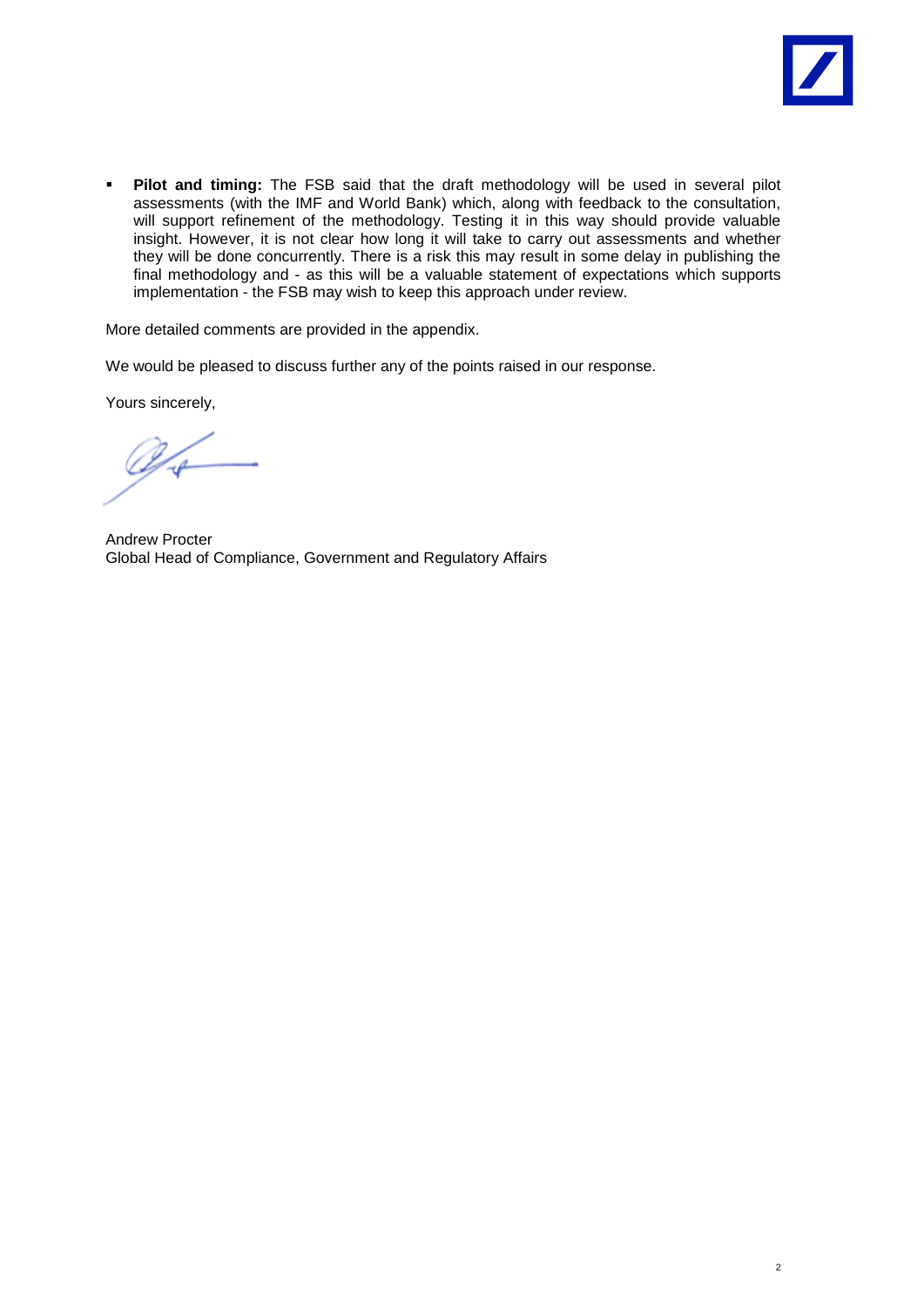- **Pilot and timing:** The FSB said that the draft methodology will be used in several pilot assessments (with the IMF and World Bank) which, along with feedback to the consultation, will support refinement of the methodology. Testing it in this way should provide valuable insight. However, it is not clear how long it will take to carry out assessments and whether they will be done concurrently. There is a risk this may result in some delay in publishing the final methodology and - as this will be a valuable statement of expectations which supports implementation - the FSB may wish to keep this approach under review.

More detailed comments are provided in the appendix.

We would be pleased to discuss further any of the points raised in our response.

Yours sincerely,

Andrew Procter
Global Head of Compliance, Government and Regulatory Affairs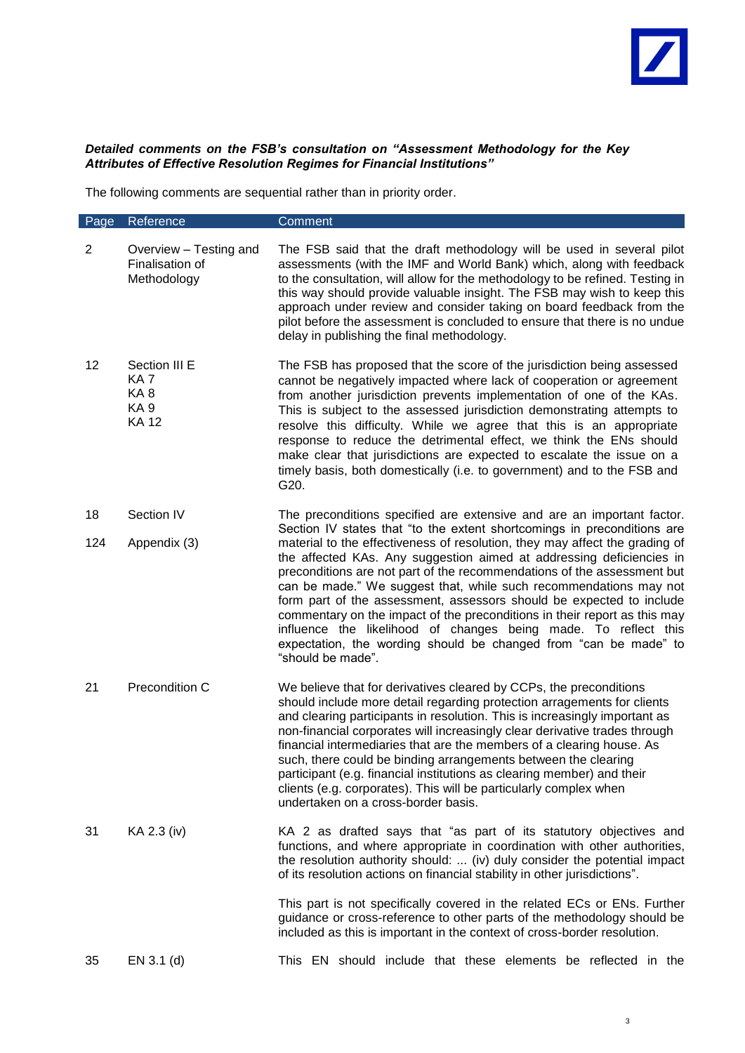***Detailed comments on the FSB's consultation on "Assessment Methodology for the Key Attributes of Effective Resolution Regimes for Financial Institutions"***

The following comments are sequential rather than in priority order.

| Page | Reference | Comment |
|---|---|---|
| 2 | Overview – Testing and Finalisation of Methodology | The FSB said that the draft methodology will be used in several pilot assessments (with the IMF and World Bank) which, along with feedback to the consultation, will allow for the methodology to be refined. Testing in this way should provide valuable insight. The FSB may wish to keep this approach under review and consider taking on board feedback from the pilot before the assessment is concluded to ensure that there is no undue delay in publishing the final methodology. |
| 12 | Section III E<br>KA 7<br>KA 8<br>KA 9<br>KA 12 | The FSB has proposed that the score of the jurisdiction being assessed cannot be negatively impacted where lack of cooperation or agreement from another jurisdiction prevents implementation of one of the KAs. This is subject to the assessed jurisdiction demonstrating attempts to resolve this difficulty. While we agree that this is an appropriate response to reduce the detrimental effect, we think the ENs should make clear that jurisdictions are expected to escalate the issue on a timely basis, both domestically (i.e. to government) and to the FSB and G20. |
| 18<br><br>124 | Section IV<br><br>Appendix (3) | The preconditions specified are extensive and are an important factor. Section IV states that "to the extent shortcomings in preconditions are material to the effectiveness of resolution, they may affect the grading of the affected KAs. Any suggestion aimed at addressing deficiencies in preconditions are not part of the recommendations of the assessment but can be made." We suggest that, while such recommendations may not form part of the assessment, assessors should be expected to include commentary on the impact of the preconditions in their report as this may influence the likelihood of changes being made. To reflect this expectation, the wording should be changed from "can be made" to "should be made". |
| 21 | Precondition C | We believe that for derivatives cleared by CCPs, the preconditions should include more detail regarding protection arragements for clients and clearing participants in resolution. This is increasingly important as non-financial corporates will increasingly clear derivative trades through financial intermediaries that are the members of a clearing house. As such, there could be binding arrangements between the clearing participant (e.g. financial institutions as clearing member) and their clients (e.g. corporates). This will be particularly complex when undertaken on a cross-border basis. |
| 31 | KA 2.3 (iv) | KA 2 as drafted says that "as part of its statutory objectives and functions, and where appropriate in coordination with other authorities, the resolution authority should: ... (iv) duly consider the potential impact of its resolution actions on financial stability in other jurisdictions".<br><br>This part is not specifically covered in the related ECs or ENs. Further guidance or cross-reference to other parts of the methodology should be included as this is important in the context of cross-border resolution. |
| 35 | EN 3.1 (d) | This EN should include that these elements be reflected in the |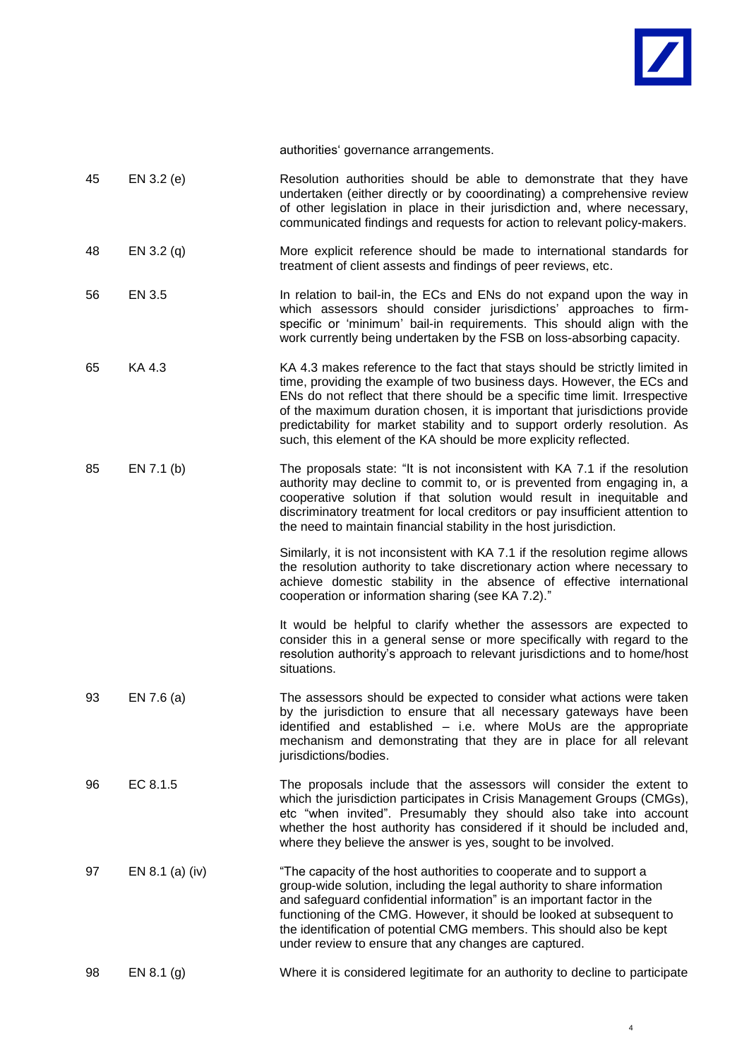| | | authorities' governance arrangements. |
|---|---|---|
| 45 | EN 3.2 (e) | Resolution authorities should be able to demonstrate that they have undertaken (either directly or by cooordinating) a comprehensive review of other legislation in place in their jurisdiction and, where necessary, communicated findings and requests for action to relevant policy-makers. |
| 48 | EN 3.2 (q) | More explicit reference should be made to international standards for treatment of client assests and findings of peer reviews, etc. |
| 56 | EN 3.5 | In relation to bail-in, the ECs and ENs do not expand upon the way in which assessors should consider jurisdictions' approaches to firm-specific or 'minimum' bail-in requirements. This should align with the work currently being undertaken by the FSB on loss-absorbing capacity. |
| 65 | KA 4.3 | KA 4.3 makes reference to the fact that stays should be strictly limited in time, providing the example of two business days. However, the ECs and ENs do not reflect that there should be a specific time limit. Irrespective of the maximum duration chosen, it is important that jurisdictions provide predictability for market stability and to support orderly resolution. As such, this element of the KA should be more explicity reflected. |
| 85 | EN 7.1 (b) | The proposals state: "It is not inconsistent with KA 7.1 if the resolution authority may decline to commit to, or is prevented from engaging in, a cooperative solution if that solution would result in inequitable and discriminatory treatment for local creditors or pay insufficient attention to the need to maintain financial stability in the host jurisdiction.<br><br>Similarly, it is not inconsistent with KA 7.1 if the resolution regime allows the resolution authority to take discretionary action where necessary to achieve domestic stability in the absence of effective international cooperation or information sharing (see KA 7.2)."<br><br>It would be helpful to clarify whether the assessors are expected to consider this in a general sense or more specifically with regard to the resolution authority's approach to relevant jurisdictions and to home/host situations. |
| 93 | EN 7.6 (a) | The assessors should be expected to consider what actions were taken by the jurisdiction to ensure that all necessary gateways have been identified and established – i.e. where MoUs are the appropriate mechanism and demonstrating that they are in place for all relevant jurisdictions/bodies. |
| 96 | EC 8.1.5 | The proposals include that the assessors will consider the extent to which the jurisdiction participates in Crisis Management Groups (CMGs), etc "when invited". Presumably they should also take into account whether the host authority has considered if it should be included and, where they believe the answer is yes, sought to be involved. |
| 97 | EN 8.1 (a) (iv) | "The capacity of the host authorities to cooperate and to support a group-wide solution, including the legal authority to share information and safeguard confidential information" is an important factor in the functioning of the CMG. However, it should be looked at subsequent to the identification of potential CMG members. This should also be kept under review to ensure that any changes are captured. |
| 98 | EN 8.1 (g) | Where it is considered legitimate for an authority to decline to participate |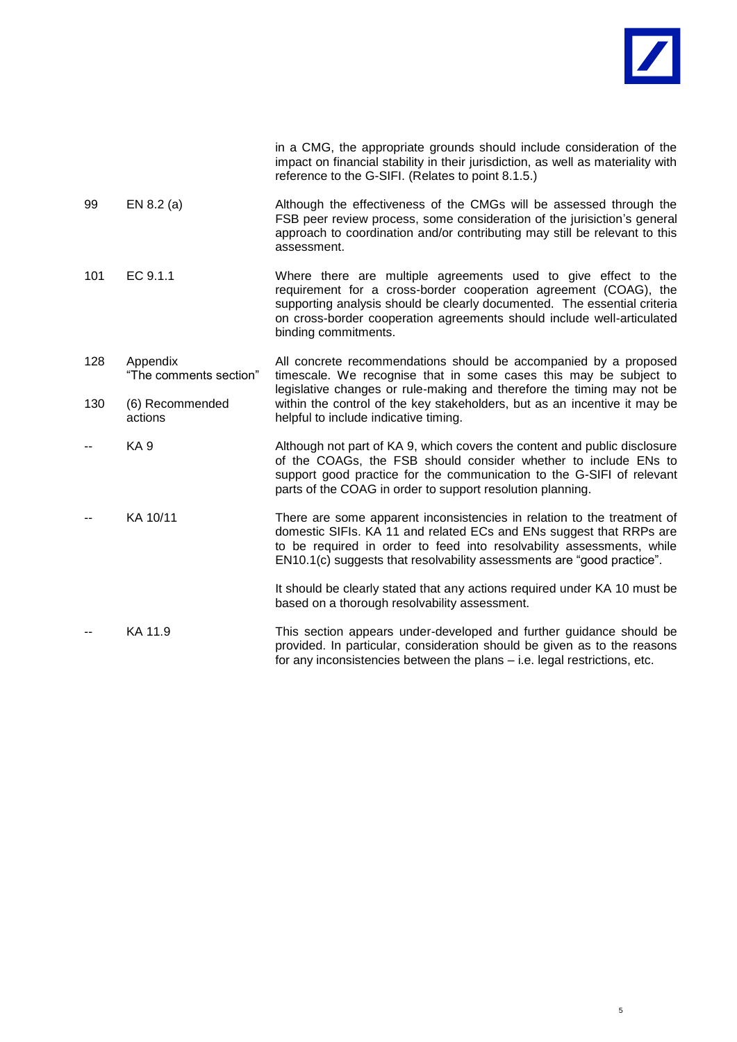| | | |
|---|---|---|
| | | in a CMG, the appropriate grounds should include consideration of the impact on financial stability in their jurisdiction, as well as materiality with reference to the G-SIFI. (Relates to point 8.1.5.) |
| 99 | EN 8.2 (a) | Although the effectiveness of the CMGs will be assessed through the FSB peer review process, some consideration of the jurisiction's general approach to coordination and/or contributing may still be relevant to this assessment. |
| 101 | EC 9.1.1 | Where there are multiple agreements used to give effect to the requirement for a cross-border cooperation agreement (COAG), the supporting analysis should be clearly documented. The essential criteria on cross-border cooperation agreements should include well-articulated binding commitments. |
| 128<br><br>130 | Appendix "The comments section"<br><br>(6) Recommended actions | All concrete recommendations should be accompanied by a proposed timescale. We recognise that in some cases this may be subject to legislative changes or rule-making and therefore the timing may not be within the control of the key stakeholders, but as an incentive it may be helpful to include indicative timing. |
| -- | KA 9 | Although not part of KA 9, which covers the content and public disclosure of the COAGs, the FSB should consider whether to include ENs to support good practice for the communication to the G-SIFI of relevant parts of the COAG in order to support resolution planning. |
| -- | KA 10/11 | There are some apparent inconsistencies in relation to the treatment of domestic SIFIs. KA 11 and related ECs and ENs suggest that RRPs are to be required in order to feed into resolvability assessments, while EN10.1(c) suggests that resolvability assessments are "good practice".<br><br>It should be clearly stated that any actions required under KA 10 must be based on a thorough resolvability assessment. |
| -- | KA 11.9 | This section appears under-developed and further guidance should be provided. In particular, consideration should be given as to the reasons for any inconsistencies between the plans – i.e. legal restrictions, etc. |